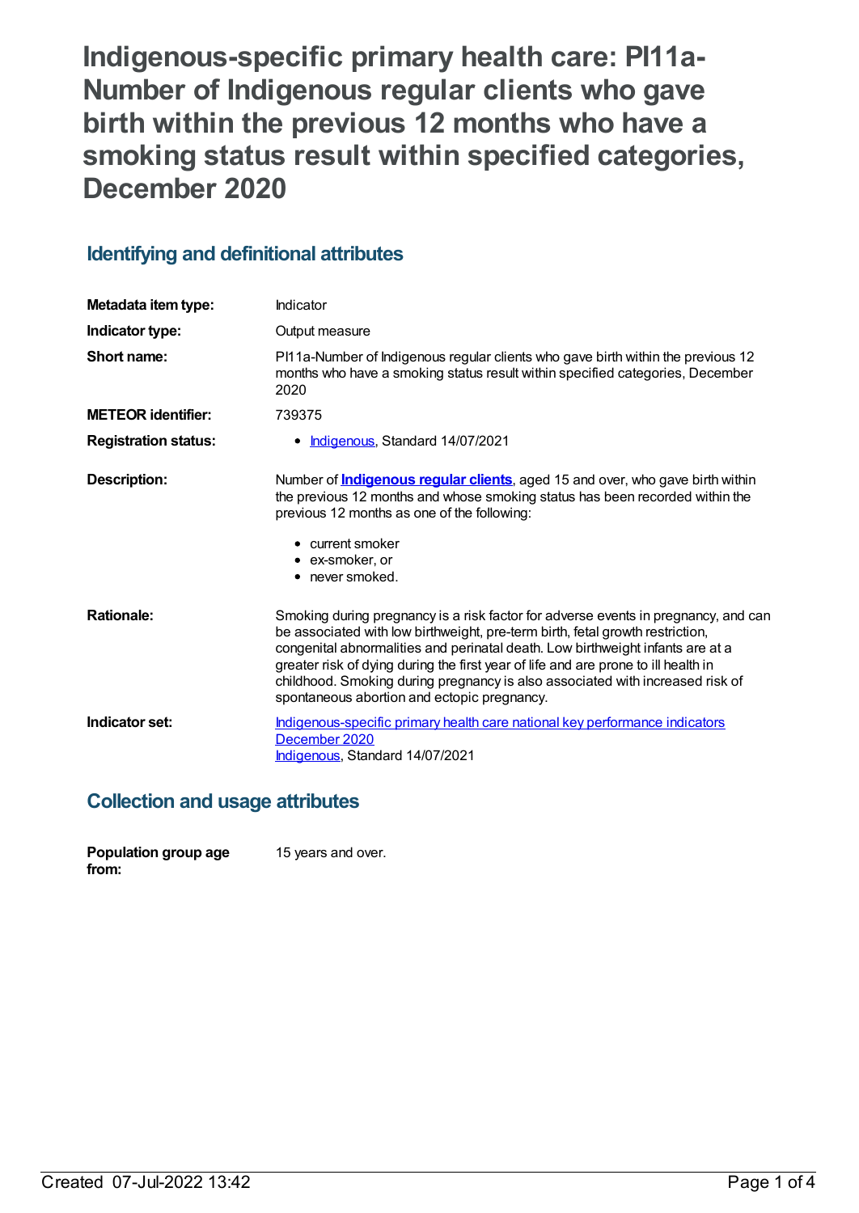# Indigenous-specific primary health care: PI11a-Number of Indigenous regular clients who gave birth within the previous 12 months who have a smoking status result within specified categories, December 2020

## Identifying and definitional attributes

| | |
|---|---|
| **Metadata item type:** | Indicator |
| **Indicator type:** | Output measure |
| **Short name:** | PI11a-Number of Indigenous regular clients who gave birth within the previous 12 months who have a smoking status result within specified categories, December 2020 |
| **METEOR identifier:** | 739375 |
| **Registration status:** | • Indigenous, Standard 14/07/2021 |
| **Description:** | Number of **Indigenous regular clients**, aged 15 and over, who gave birth within the previous 12 months and whose smoking status has been recorded within the previous 12 months as one of the following:<br>• current smoker<br>• ex-smoker, or<br>• never smoked. |
| **Rationale:** | Smoking during pregnancy is a risk factor for adverse events in pregnancy, and can be associated with low birthweight, pre-term birth, fetal growth restriction, congenital abnormalities and perinatal death. Low birthweight infants are at a greater risk of dying during the first year of life and are prone to ill health in childhood. Smoking during pregnancy is also associated with increased risk of spontaneous abortion and ectopic pregnancy. |
| **Indicator set:** | Indigenous-specific primary health care national key performance indicators December 2020<br>Indigenous, Standard 14/07/2021 |

## Collection and usage attributes

| | |
|---|---|
| **Population group age from:** | 15 years and over. |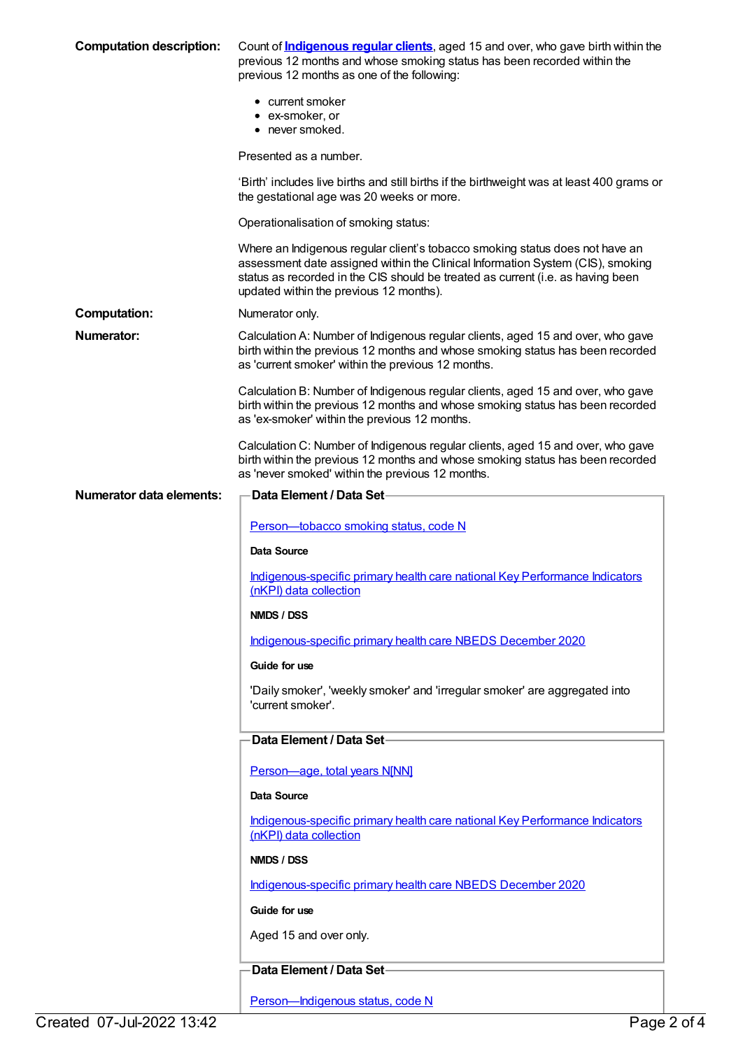**Computation description:** Count of **Indigenous regular clients**, aged 15 and over, who gave birth within the previous 12 months and whose smoking status has been recorded within the previous 12 months as one of the following:

- current smoker
- ex-smoker, or
- never smoked.

Presented as a number.

'Birth' includes live births and still births if the birthweight was at least 400 grams or the gestational age was 20 weeks or more.

Operationalisation of smoking status:

Where an Indigenous regular client's tobacco smoking status does not have an assessment date assigned within the Clinical Information System (CIS), smoking status as recorded in the CIS should be treated as current (i.e. as having been updated within the previous 12 months).

**Computation:** Numerator only.

**Numerator:** Calculation A: Number of Indigenous regular clients, aged 15 and over, who gave birth within the previous 12 months and whose smoking status has been recorded as 'current smoker' within the previous 12 months.

Calculation B: Number of Indigenous regular clients, aged 15 and over, who gave birth within the previous 12 months and whose smoking status has been recorded as 'ex-smoker' within the previous 12 months.

Calculation C: Number of Indigenous regular clients, aged 15 and over, who gave birth within the previous 12 months and whose smoking status has been recorded as 'never smoked' within the previous 12 months.

**Numerator data elements:**

**Data Element / Data Set**

Person—tobacco smoking status, code N

**Data Source**

Indigenous-specific primary health care national Key Performance Indicators (nKPI) data collection

**NMDS / DSS**

Indigenous-specific primary health care NBEDS December 2020

**Guide for use**

'Daily smoker', 'weekly smoker' and 'irregular smoker' are aggregated into 'current smoker'.

**Data Element / Data Set**

Person—age, total years N[NN]

**Data Source**

Indigenous-specific primary health care national Key Performance Indicators (nKPI) data collection

**NMDS / DSS**

Indigenous-specific primary health care NBEDS December 2020

**Guide for use**

Aged 15 and over only.

**Data Element / Data Set**

Person—Indigenous status, code N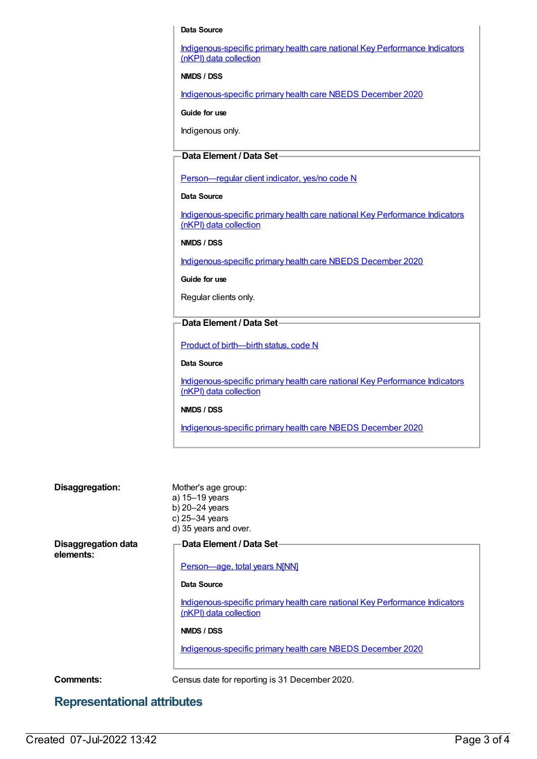**Data Source**

Indigenous-specific primary health care national Key Performance Indicators (nKPI) data collection

**NMDS / DSS**

Indigenous-specific primary health care NBEDS December 2020

**Guide for use**

Indigenous only.

**Data Element / Data Set**

Person—regular client indicator, yes/no code N

**Data Source**

Indigenous-specific primary health care national Key Performance Indicators (nKPI) data collection

**NMDS / DSS**

Indigenous-specific primary health care NBEDS December 2020

**Guide for use**

Regular clients only.

**Data Element / Data Set**

Product of birth—birth status, code N

**Data Source**

Indigenous-specific primary health care national Key Performance Indicators (nKPI) data collection

**NMDS / DSS**

Indigenous-specific primary health care NBEDS December 2020

**Disaggregation:**

Mother's age group:
a) 15–19 years
b) 20–24 years
c) 25–34 years
d) 35 years and over.

**Disaggregation data elements:**

**Data Element / Data Set**

Person—age, total years N[NN]

**Data Source**

Indigenous-specific primary health care national Key Performance Indicators (nKPI) data collection

**NMDS / DSS**

Indigenous-specific primary health care NBEDS December 2020

**Comments:**

Census date for reporting is 31 December 2020.

## Representational attributes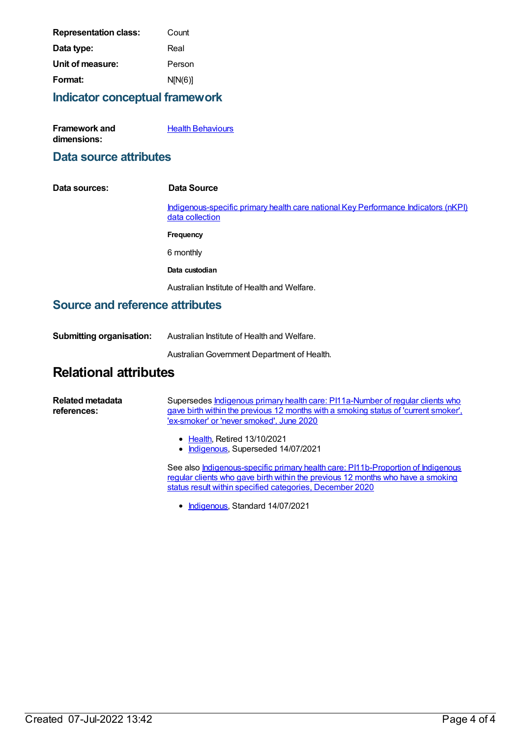**Representation class:** Count

**Data type:** Real

**Unit of measure:** Person

**Format:** N[N(6)]

## Indicator conceptual framework

**Framework and dimensions:** [Health Behaviours]

## Data source attributes

**Data sources:**

**Data Source**

Indigenous-specific primary health care national Key Performance Indicators (nKPI) data collection

**Frequency**

6 monthly

**Data custodian**

Australian Institute of Health and Welfare.

## Source and reference attributes

**Submitting organisation:** Australian Institute of Health and Welfare.

Australian Government Department of Health.

# Relational attributes

**Related metadata references:**

Supersedes Indigenous primary health care: PI11a-Number of regular clients who gave birth within the previous 12 months with a smoking status of 'current smoker', 'ex-smoker' or 'never smoked', June 2020

- Health, Retired 13/10/2021
- Indigenous, Superseded 14/07/2021

See also Indigenous-specific primary health care: PI11b-Proportion of Indigenous regular clients who gave birth within the previous 12 months who have a smoking status result within specified categories, December 2020

- Indigenous, Standard 14/07/2021